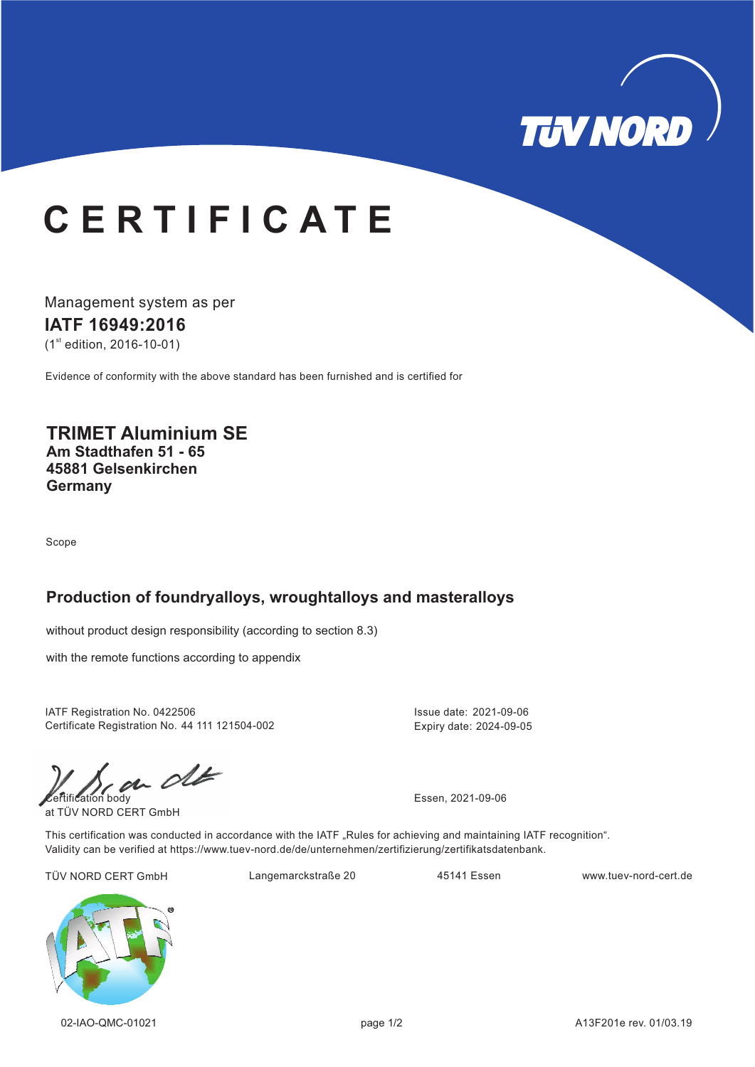# CERTIFICATE

Management system as per

**IATF 16949:2016**

(1st edition, 2016-10-01)

Evidence of conformity with the above standard has been furnished and is certified for

**TRIMET Aluminium SE**
**Am Stadthafen 51 - 65**
**45881 Gelsenkirchen**
**Germany**

Scope

## Production of foundryalloys, wroughtalloys and masteralloys

without product design responsibility (according to section 8.3)

with the remote functions according to appendix

IATF Registration No. 0422506
Certificate Registration No. 44 111 121504-002

Issue date: 2021-09-06
Expiry date: 2024-09-05

Certification body
at TÜV NORD CERT GmbH

Essen, 2021-09-06

This certification was conducted in accordance with the IATF „Rules for achieving and maintaining IATF recognition".
Validity can be verified at https://www.tuev-nord.de/de/unternehmen/zertifizierung/zertifikatsdatenbank.

TÜV NORD CERT GmbH | Langemarckstraße 20 | 45141 Essen | www.tuev-nord-cert.de

02-IAO-QMC-01021 | A13F201e rev. 01/03.19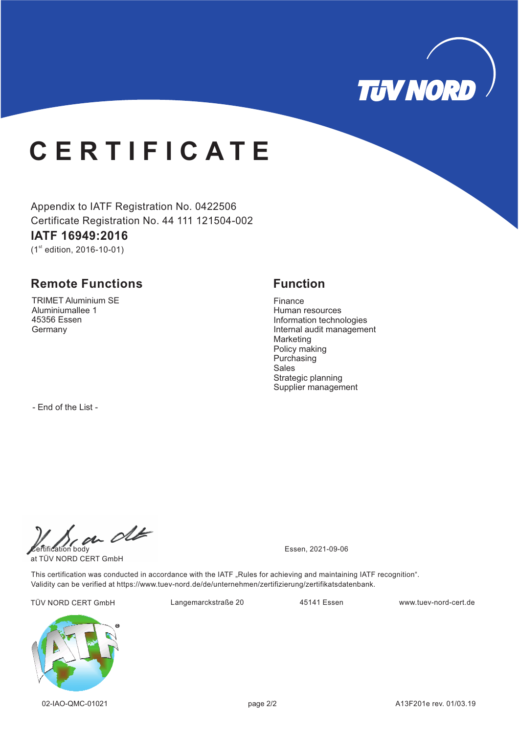# CERTIFICATE

Appendix to IATF Registration No. 0422506
Certificate Registration No. 44 111 121504-002

**IATF 16949:2016**
(1st edition, 2016-10-01)

| Remote Functions | Function |
|---|---|
| TRIMET Aluminium SE<br>Aluminiumallee 1<br>45356 Essen<br>Germany | Finance<br>Human resources<br>Information technologies<br>Internal audit management<br>Marketing<br>Policy making<br>Purchasing<br>Sales<br>Strategic planning<br>Supplier management |

- End of the List -

Certification body
at TÜV NORD CERT GmbH

Essen, 2021-09-06

This certification was conducted in accordance with the IATF „Rules for achieving and maintaining IATF recognition“.
Validity can be verified at https://www.tuev-nord.de/de/unternehmen/zertifizierung/zertifikatsdatenbank.

TÜV NORD CERT GmbH Langemarckstraße 20 45141 Essen www.tuev-nord-cert.de

02-IAO-QMC-01021

A13F201e rev. 01/03.19